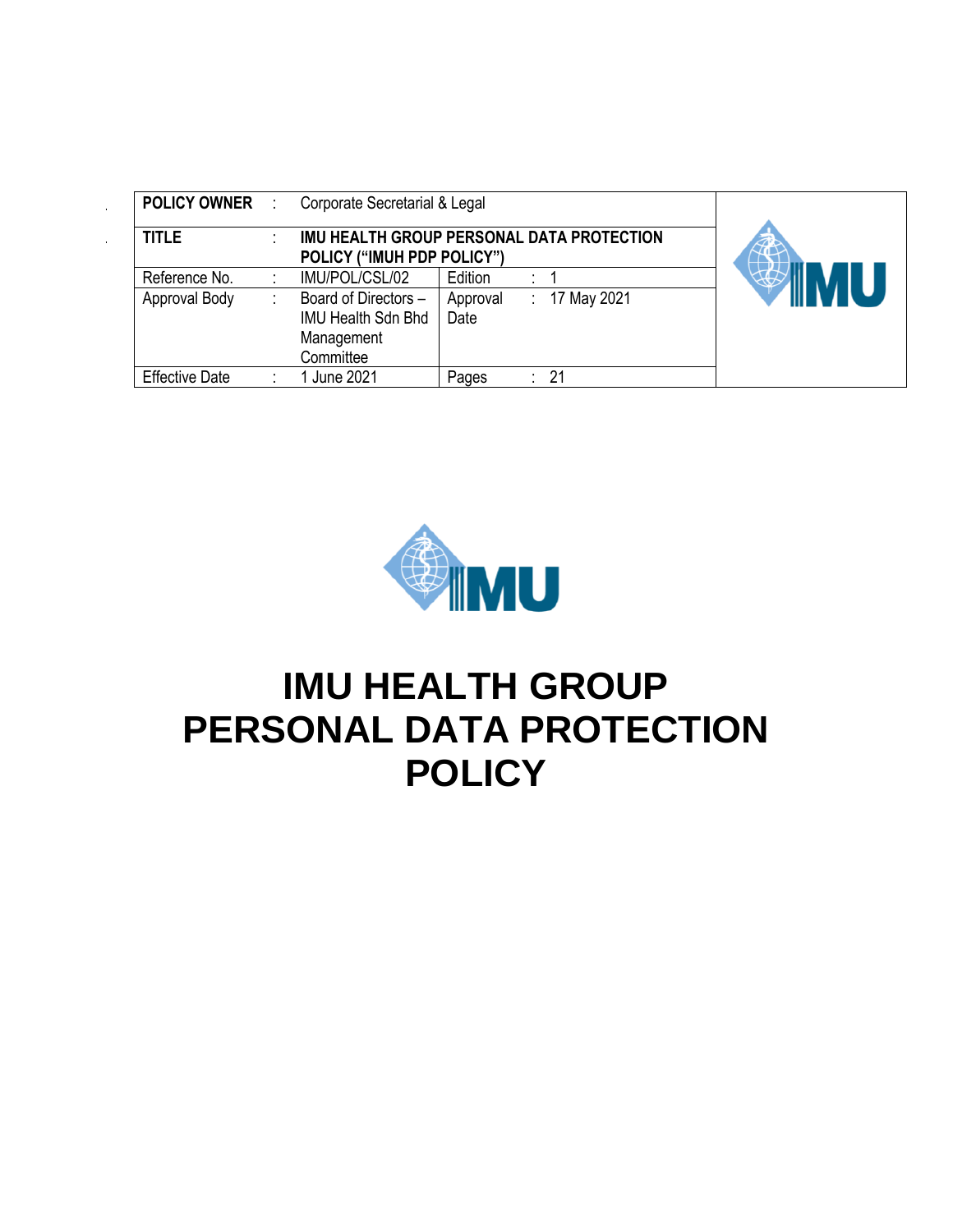| POLICY OWNER | : | Corporate Secretarial & Legal | | | |
|---|---|---|---|---|---|
| TITLE | : | **IMU HEALTH GROUP PERSONAL DATA PROTECTION POLICY ("IMUH PDP POLICY")** | | | |
| Reference No. | : | IMU/POL/CSL/02 | Edition | : | 1 |
| Approval Body | : | Board of Directors – IMU Health Sdn Bhd Management Committee | Approval Date | : | 17 May 2021 |
| Effective Date | : | 1 June 2021 | Pages | : | 21 |

# IMU HEALTH GROUP PERSONAL DATA PROTECTION POLICY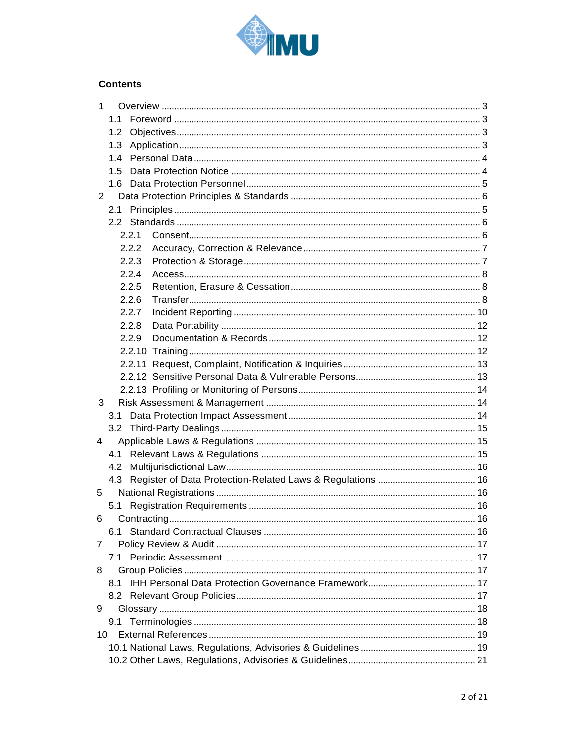## Contents

- 1 Overview ... 3
  - 1.1 Foreword ... 3
  - 1.2 Objectives ... 3
  - 1.3 Application ... 3
  - 1.4 Personal Data ... 4
  - 1.5 Data Protection Notice ... 4
  - 1.6 Data Protection Personnel ... 5
- 2 Data Protection Principles & Standards ... 6
  - 2.1 Principles ... 5
  - 2.2 Standards ... 6
    - 2.2.1 Consent ... 6
    - 2.2.2 Accuracy, Correction & Relevance ... 7
    - 2.2.3 Protection & Storage ... 7
    - 2.2.4 Access ... 8
    - 2.2.5 Retention, Erasure & Cessation ... 8
    - 2.2.6 Transfer ... 8
    - 2.2.7 Incident Reporting ... 10
    - 2.2.8 Data Portability ... 12
    - 2.2.9 Documentation & Records ... 12
    - 2.2.10 Training ... 12
    - 2.2.11 Request, Complaint, Notification & Inquiries ... 13
    - 2.2.12 Sensitive Personal Data & Vulnerable Persons ... 13
    - 2.2.13 Profiling or Monitoring of Persons ... 14
- 3 Risk Assessment & Management ... 14
  - 3.1 Data Protection Impact Assessment ... 14
  - 3.2 Third-Party Dealings ... 15
- 4 Applicable Laws & Regulations ... 15
  - 4.1 Relevant Laws & Regulations ... 15
  - 4.2 Multijurisdictional Law ... 16
  - 4.3 Register of Data Protection-Related Laws & Regulations ... 16
- 5 National Registrations ... 16
  - 5.1 Registration Requirements ... 16
- 6 Contracting ... 16
  - 6.1 Standard Contractual Clauses ... 16
- 7 Policy Review & Audit ... 17
  - 7.1 Periodic Assessment ... 17
- 8 Group Policies ... 17
  - 8.1 IHH Personal Data Protection Governance Framework ... 17
  - 8.2 Relevant Group Policies ... 17
- 9 Glossary ... 18
  - 9.1 Terminologies ... 18
- 10 External References ... 19
  - 10.1 National Laws, Regulations, Advisories & Guidelines ... 19
  - 10.2 Other Laws, Regulations, Advisories & Guidelines ... 21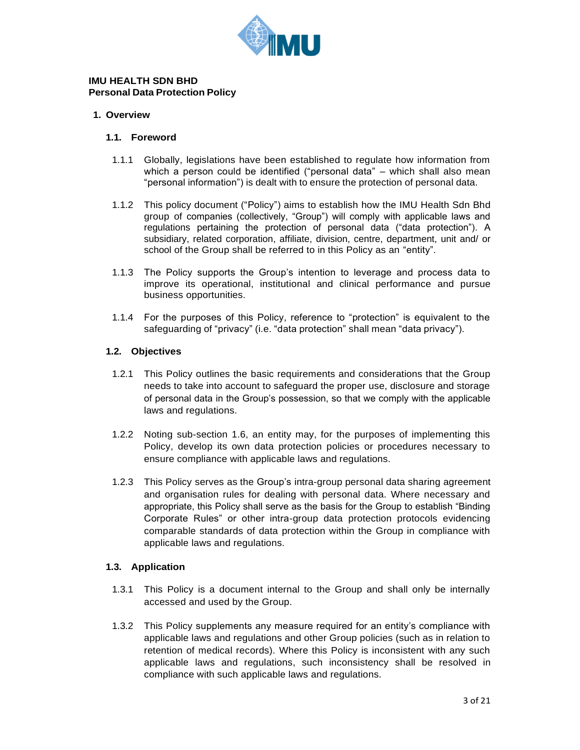**IMU HEALTH SDN BHD**
**Personal Data Protection Policy**

## 1. Overview

### 1.1. Foreword

1.1.1 Globally, legislations have been established to regulate how information from which a person could be identified ("personal data" – which shall also mean "personal information") is dealt with to ensure the protection of personal data.

1.1.2 This policy document ("Policy") aims to establish how the IMU Health Sdn Bhd group of companies (collectively, "Group") will comply with applicable laws and regulations pertaining the protection of personal data ("data protection"). A subsidiary, related corporation, affiliate, division, centre, department, unit and/ or school of the Group shall be referred to in this Policy as an "entity".

1.1.3 The Policy supports the Group's intention to leverage and process data to improve its operational, institutional and clinical performance and pursue business opportunities.

1.1.4 For the purposes of this Policy, reference to "protection" is equivalent to the safeguarding of "privacy" (i.e. "data protection" shall mean "data privacy").

### 1.2. Objectives

1.2.1 This Policy outlines the basic requirements and considerations that the Group needs to take into account to safeguard the proper use, disclosure and storage of personal data in the Group's possession, so that we comply with the applicable laws and regulations.

1.2.2 Noting sub-section 1.6, an entity may, for the purposes of implementing this Policy, develop its own data protection policies or procedures necessary to ensure compliance with applicable laws and regulations.

1.2.3 This Policy serves as the Group's intra-group personal data sharing agreement and organisation rules for dealing with personal data. Where necessary and appropriate, this Policy shall serve as the basis for the Group to establish "Binding Corporate Rules" or other intra-group data protection protocols evidencing comparable standards of data protection within the Group in compliance with applicable laws and regulations.

### 1.3. Application

1.3.1 This Policy is a document internal to the Group and shall only be internally accessed and used by the Group.

1.3.2 This Policy supplements any measure required for an entity's compliance with applicable laws and regulations and other Group policies (such as in relation to retention of medical records). Where this Policy is inconsistent with any such applicable laws and regulations, such inconsistency shall be resolved in compliance with such applicable laws and regulations.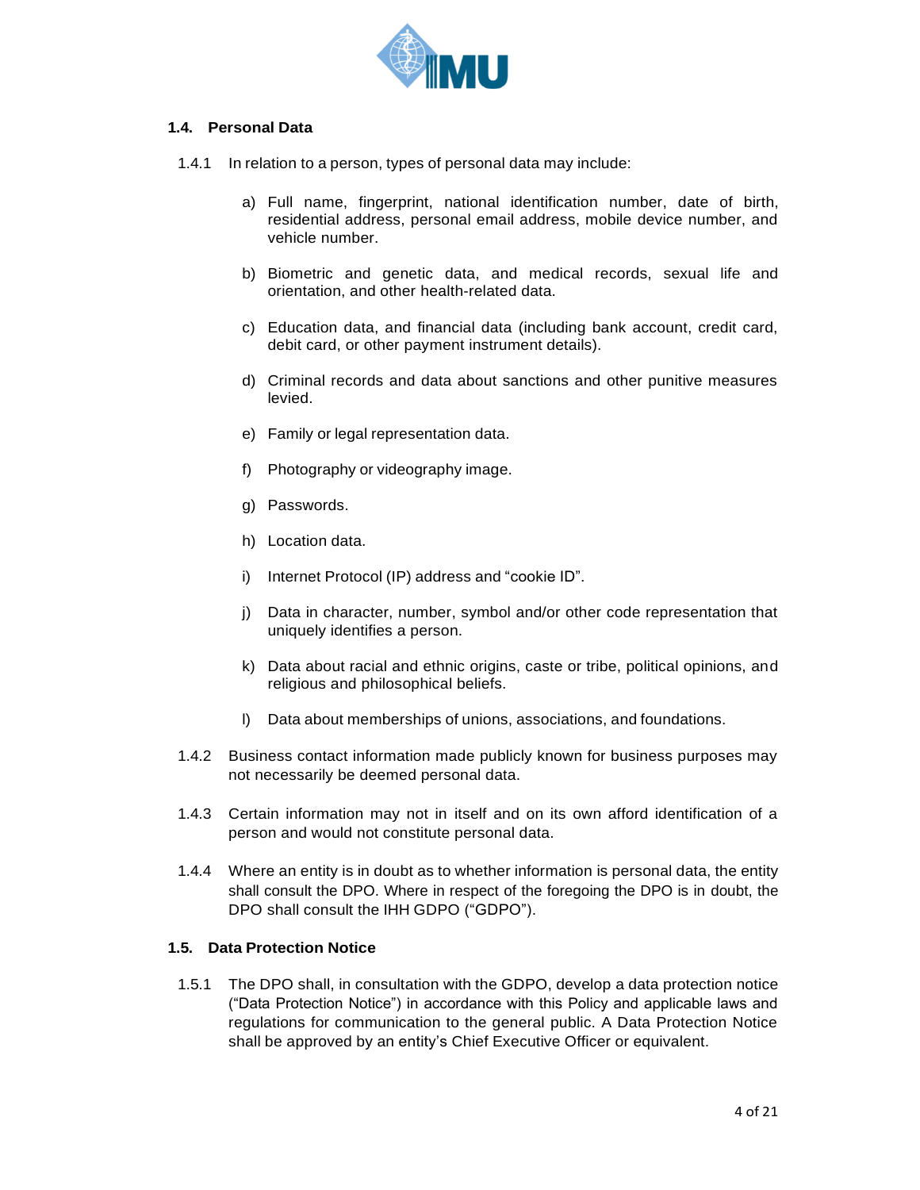### 1.4. Personal Data

1.4.1 In relation to a person, types of personal data may include:

a) Full name, fingerprint, national identification number, date of birth, residential address, personal email address, mobile device number, and vehicle number.

b) Biometric and genetic data, and medical records, sexual life and orientation, and other health-related data.

c) Education data, and financial data (including bank account, credit card, debit card, or other payment instrument details).

d) Criminal records and data about sanctions and other punitive measures levied.

e) Family or legal representation data.

f) Photography or videography image.

g) Passwords.

h) Location data.

i) Internet Protocol (IP) address and "cookie ID".

j) Data in character, number, symbol and/or other code representation that uniquely identifies a person.

k) Data about racial and ethnic origins, caste or tribe, political opinions, and religious and philosophical beliefs.

l) Data about memberships of unions, associations, and foundations.

1.4.2 Business contact information made publicly known for business purposes may not necessarily be deemed personal data.

1.4.3 Certain information may not in itself and on its own afford identification of a person and would not constitute personal data.

1.4.4 Where an entity is in doubt as to whether information is personal data, the entity shall consult the DPO. Where in respect of the foregoing the DPO is in doubt, the DPO shall consult the IHH GDPO ("GDPO").

### 1.5. Data Protection Notice

1.5.1 The DPO shall, in consultation with the GDPO, develop a data protection notice ("Data Protection Notice") in accordance with this Policy and applicable laws and regulations for communication to the general public. A Data Protection Notice shall be approved by an entity's Chief Executive Officer or equivalent.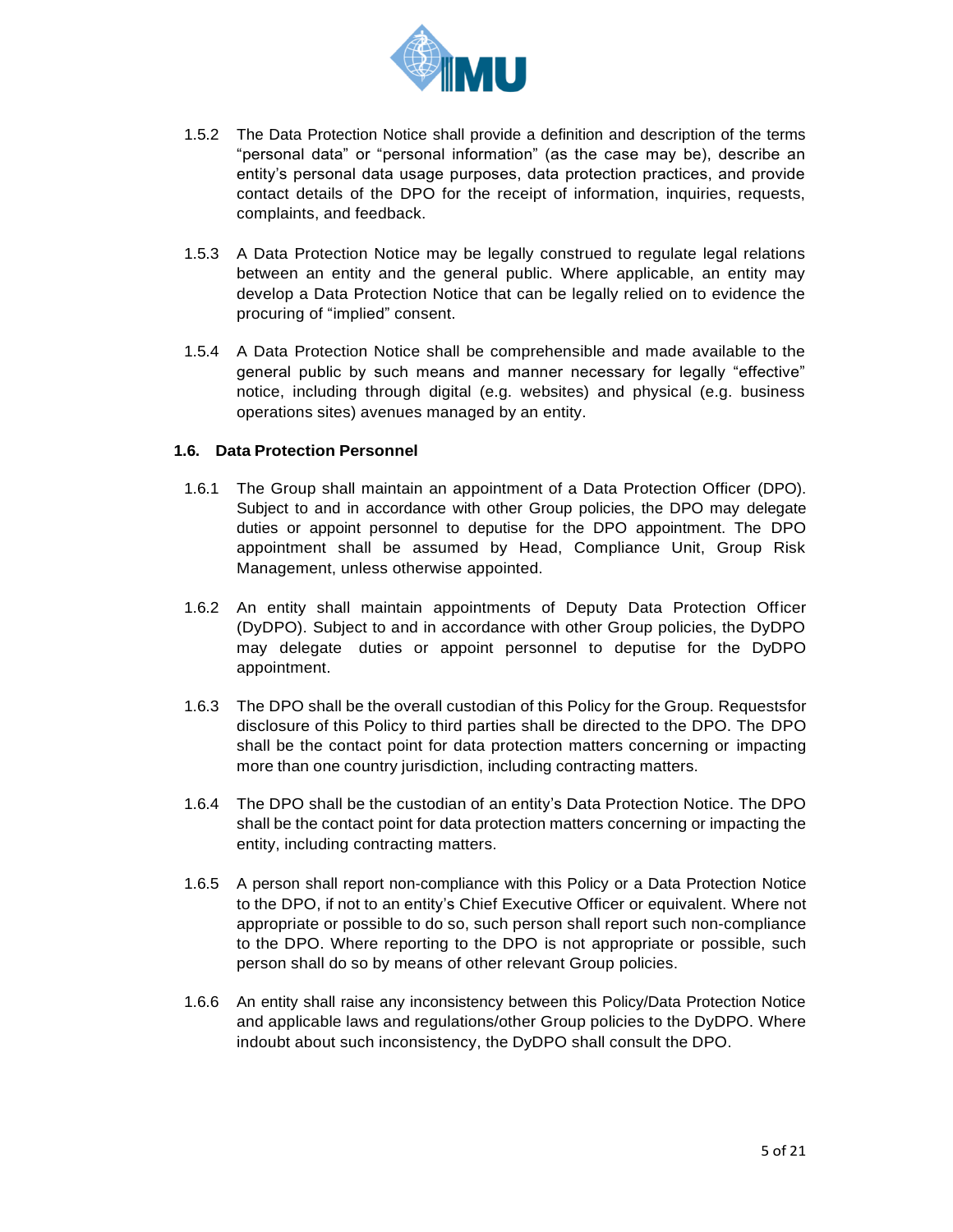1.5.2 The Data Protection Notice shall provide a definition and description of the terms "personal data" or "personal information" (as the case may be), describe an entity's personal data usage purposes, data protection practices, and provide contact details of the DPO for the receipt of information, inquiries, requests, complaints, and feedback.

1.5.3 A Data Protection Notice may be legally construed to regulate legal relations between an entity and the general public. Where applicable, an entity may develop a Data Protection Notice that can be legally relied on to evidence the procuring of "implied" consent.

1.5.4 A Data Protection Notice shall be comprehensible and made available to the general public by such means and manner necessary for legally "effective" notice, including through digital (e.g. websites) and physical (e.g. business operations sites) avenues managed by an entity.

### 1.6. Data Protection Personnel

1.6.1 The Group shall maintain an appointment of a Data Protection Officer (DPO). Subject to and in accordance with other Group policies, the DPO may delegate duties or appoint personnel to deputise for the DPO appointment. The DPO appointment shall be assumed by Head, Compliance Unit, Group Risk Management, unless otherwise appointed.

1.6.2 An entity shall maintain appointments of Deputy Data Protection Officer (DyDPO). Subject to and in accordance with other Group policies, the DyDPO may delegate duties or appoint personnel to deputise for the DyDPO appointment.

1.6.3 The DPO shall be the overall custodian of this Policy for the Group. Requestsfor disclosure of this Policy to third parties shall be directed to the DPO. The DPO shall be the contact point for data protection matters concerning or impacting more than one country jurisdiction, including contracting matters.

1.6.4 The DPO shall be the custodian of an entity's Data Protection Notice. The DPO shall be the contact point for data protection matters concerning or impacting the entity, including contracting matters.

1.6.5 A person shall report non-compliance with this Policy or a Data Protection Notice to the DPO, if not to an entity's Chief Executive Officer or equivalent. Where not appropriate or possible to do so, such person shall report such non-compliance to the DPO. Where reporting to the DPO is not appropriate or possible, such person shall do so by means of other relevant Group policies.

1.6.6 An entity shall raise any inconsistency between this Policy/Data Protection Notice and applicable laws and regulations/other Group policies to the DyDPO. Where indoubt about such inconsistency, the DyDPO shall consult the DPO.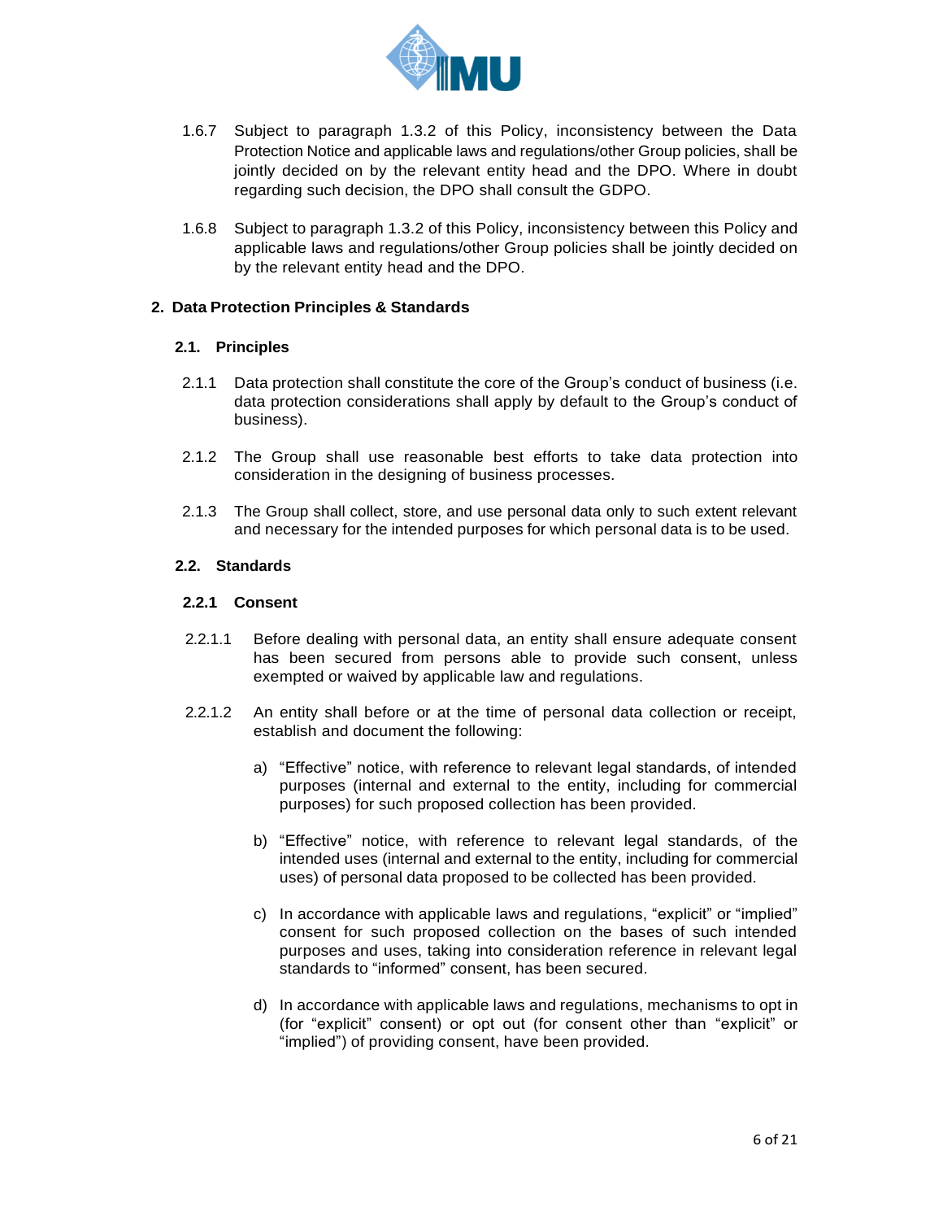1.6.7 Subject to paragraph 1.3.2 of this Policy, inconsistency between the Data Protection Notice and applicable laws and regulations/other Group policies, shall be jointly decided on by the relevant entity head and the DPO. Where in doubt regarding such decision, the DPO shall consult the GDPO.

1.6.8 Subject to paragraph 1.3.2 of this Policy, inconsistency between this Policy and applicable laws and regulations/other Group policies shall be jointly decided on by the relevant entity head and the DPO.

## 2. Data Protection Principles & Standards

### 2.1. Principles

2.1.1 Data protection shall constitute the core of the Group's conduct of business (i.e. data protection considerations shall apply by default to the Group's conduct of business).

2.1.2 The Group shall use reasonable best efforts to take data protection into consideration in the designing of business processes.

2.1.3 The Group shall collect, store, and use personal data only to such extent relevant and necessary for the intended purposes for which personal data is to be used.

### 2.2. Standards

#### 2.2.1 Consent

2.2.1.1 Before dealing with personal data, an entity shall ensure adequate consent has been secured from persons able to provide such consent, unless exempted or waived by applicable law and regulations.

2.2.1.2 An entity shall before or at the time of personal data collection or receipt, establish and document the following:

a) "Effective" notice, with reference to relevant legal standards, of intended purposes (internal and external to the entity, including for commercial purposes) for such proposed collection has been provided.

b) "Effective" notice, with reference to relevant legal standards, of the intended uses (internal and external to the entity, including for commercial uses) of personal data proposed to be collected has been provided.

c) In accordance with applicable laws and regulations, "explicit" or "implied" consent for such proposed collection on the bases of such intended purposes and uses, taking into consideration reference in relevant legal standards to "informed" consent, has been secured.

d) In accordance with applicable laws and regulations, mechanisms to opt in (for "explicit" consent) or opt out (for consent other than "explicit" or "implied") of providing consent, have been provided.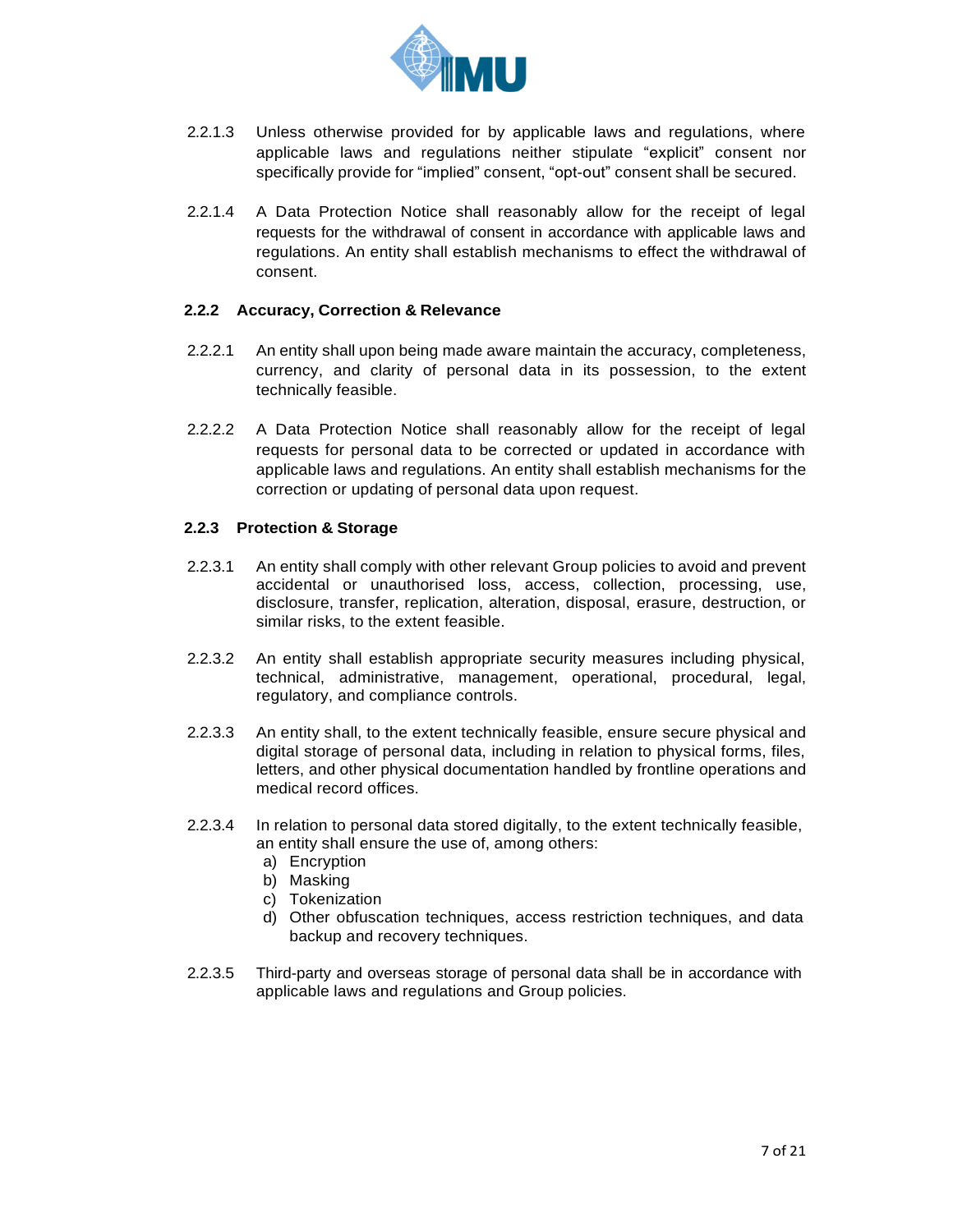2.2.1.3 Unless otherwise provided for by applicable laws and regulations, where applicable laws and regulations neither stipulate "explicit" consent nor specifically provide for "implied" consent, "opt-out" consent shall be secured.

2.2.1.4 A Data Protection Notice shall reasonably allow for the receipt of legal requests for the withdrawal of consent in accordance with applicable laws and regulations. An entity shall establish mechanisms to effect the withdrawal of consent.

### 2.2.2 Accuracy, Correction & Relevance

2.2.2.1 An entity shall upon being made aware maintain the accuracy, completeness, currency, and clarity of personal data in its possession, to the extent technically feasible.

2.2.2.2 A Data Protection Notice shall reasonably allow for the receipt of legal requests for personal data to be corrected or updated in accordance with applicable laws and regulations. An entity shall establish mechanisms for the correction or updating of personal data upon request.

### 2.2.3 Protection & Storage

2.2.3.1 An entity shall comply with other relevant Group policies to avoid and prevent accidental or unauthorised loss, access, collection, processing, use, disclosure, transfer, replication, alteration, disposal, erasure, destruction, or similar risks, to the extent feasible.

2.2.3.2 An entity shall establish appropriate security measures including physical, technical, administrative, management, operational, procedural, legal, regulatory, and compliance controls.

2.2.3.3 An entity shall, to the extent technically feasible, ensure secure physical and digital storage of personal data, including in relation to physical forms, files, letters, and other physical documentation handled by frontline operations and medical record offices.

2.2.3.4 In relation to personal data stored digitally, to the extent technically feasible, an entity shall ensure the use of, among others:

a) Encryption
b) Masking
c) Tokenization
d) Other obfuscation techniques, access restriction techniques, and data backup and recovery techniques.

2.2.3.5 Third-party and overseas storage of personal data shall be in accordance with applicable laws and regulations and Group policies.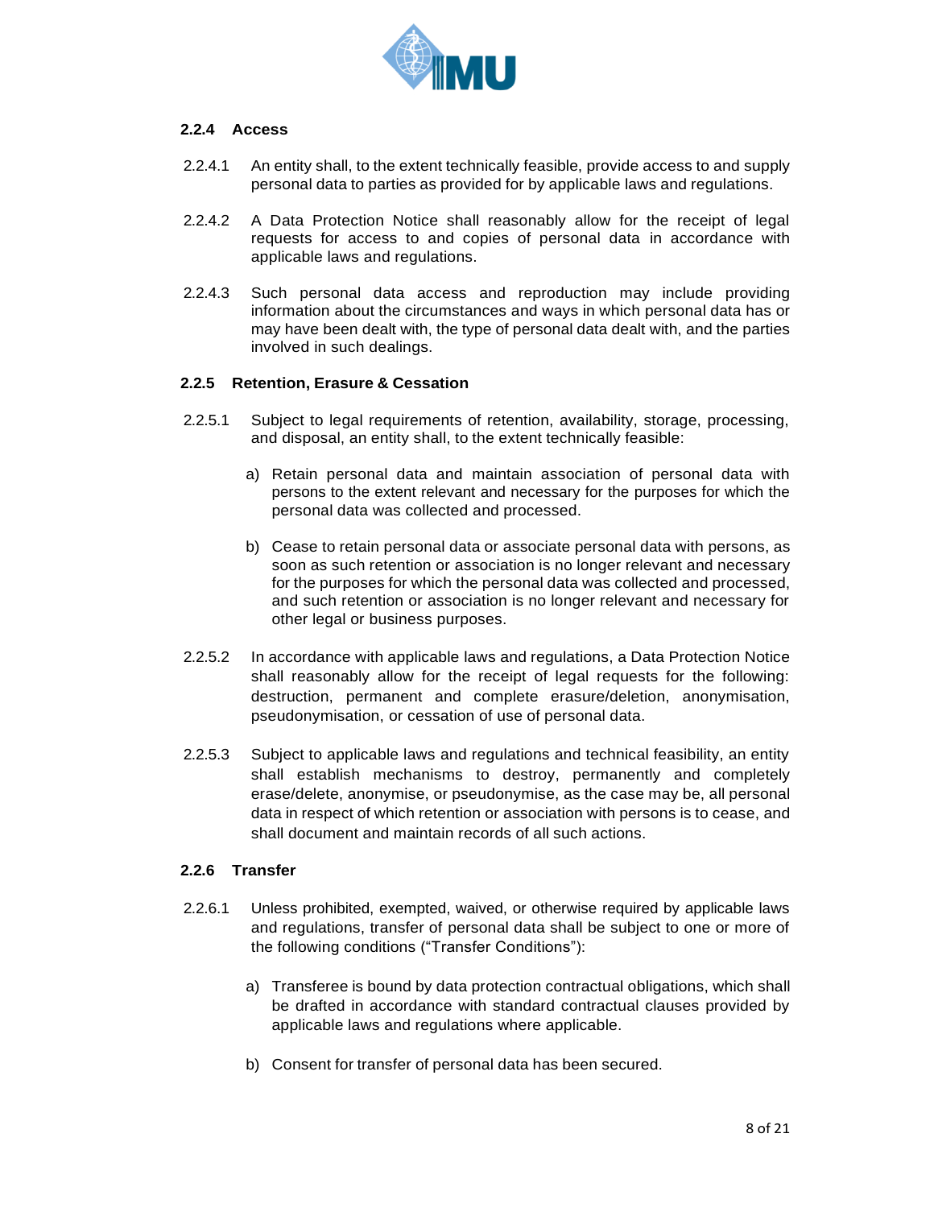### 2.2.4 Access

2.2.4.1 An entity shall, to the extent technically feasible, provide access to and supply personal data to parties as provided for by applicable laws and regulations.

2.2.4.2 A Data Protection Notice shall reasonably allow for the receipt of legal requests for access to and copies of personal data in accordance with applicable laws and regulations.

2.2.4.3 Such personal data access and reproduction may include providing information about the circumstances and ways in which personal data has or may have been dealt with, the type of personal data dealt with, and the parties involved in such dealings.

### 2.2.5 Retention, Erasure & Cessation

2.2.5.1 Subject to legal requirements of retention, availability, storage, processing, and disposal, an entity shall, to the extent technically feasible:

a) Retain personal data and maintain association of personal data with persons to the extent relevant and necessary for the purposes for which the personal data was collected and processed.

b) Cease to retain personal data or associate personal data with persons, as soon as such retention or association is no longer relevant and necessary for the purposes for which the personal data was collected and processed, and such retention or association is no longer relevant and necessary for other legal or business purposes.

2.2.5.2 In accordance with applicable laws and regulations, a Data Protection Notice shall reasonably allow for the receipt of legal requests for the following: destruction, permanent and complete erasure/deletion, anonymisation, pseudonymisation, or cessation of use of personal data.

2.2.5.3 Subject to applicable laws and regulations and technical feasibility, an entity shall establish mechanisms to destroy, permanently and completely erase/delete, anonymise, or pseudonymise, as the case may be, all personal data in respect of which retention or association with persons is to cease, and shall document and maintain records of all such actions.

### 2.2.6 Transfer

2.2.6.1 Unless prohibited, exempted, waived, or otherwise required by applicable laws and regulations, transfer of personal data shall be subject to one or more of the following conditions ("Transfer Conditions"):

a) Transferee is bound by data protection contractual obligations, which shall be drafted in accordance with standard contractual clauses provided by applicable laws and regulations where applicable.

b) Consent for transfer of personal data has been secured.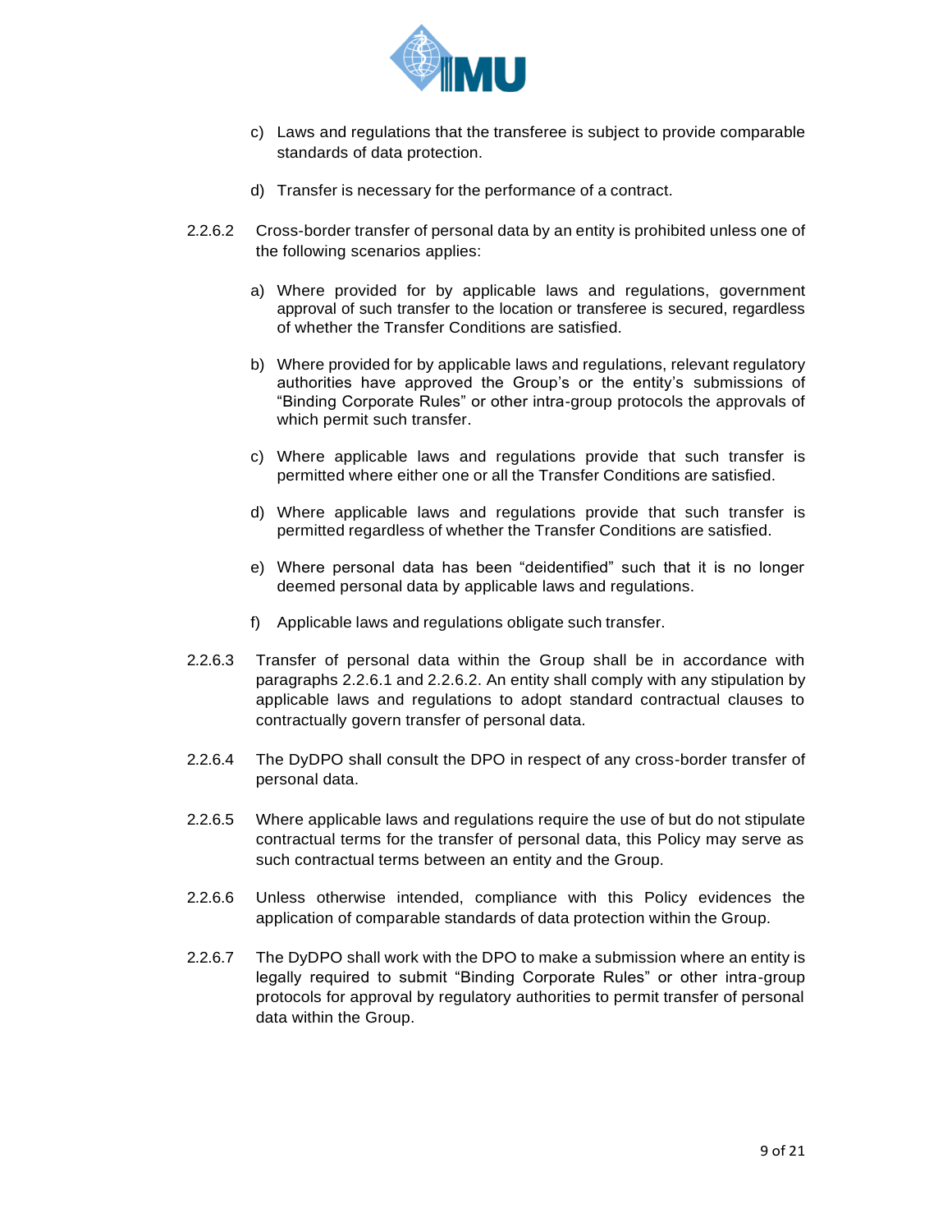c) Laws and regulations that the transferee is subject to provide comparable standards of data protection.

d) Transfer is necessary for the performance of a contract.

2.2.6.2 Cross-border transfer of personal data by an entity is prohibited unless one of the following scenarios applies:

a) Where provided for by applicable laws and regulations, government approval of such transfer to the location or transferee is secured, regardless of whether the Transfer Conditions are satisfied.

b) Where provided for by applicable laws and regulations, relevant regulatory authorities have approved the Group's or the entity's submissions of "Binding Corporate Rules" or other intra-group protocols the approvals of which permit such transfer.

c) Where applicable laws and regulations provide that such transfer is permitted where either one or all the Transfer Conditions are satisfied.

d) Where applicable laws and regulations provide that such transfer is permitted regardless of whether the Transfer Conditions are satisfied.

e) Where personal data has been "deidentified" such that it is no longer deemed personal data by applicable laws and regulations.

f) Applicable laws and regulations obligate such transfer.

2.2.6.3 Transfer of personal data within the Group shall be in accordance with paragraphs 2.2.6.1 and 2.2.6.2. An entity shall comply with any stipulation by applicable laws and regulations to adopt standard contractual clauses to contractually govern transfer of personal data.

2.2.6.4 The DyDPO shall consult the DPO in respect of any cross-border transfer of personal data.

2.2.6.5 Where applicable laws and regulations require the use of but do not stipulate contractual terms for the transfer of personal data, this Policy may serve as such contractual terms between an entity and the Group.

2.2.6.6 Unless otherwise intended, compliance with this Policy evidences the application of comparable standards of data protection within the Group.

2.2.6.7 The DyDPO shall work with the DPO to make a submission where an entity is legally required to submit "Binding Corporate Rules" or other intra-group protocols for approval by regulatory authorities to permit transfer of personal data within the Group.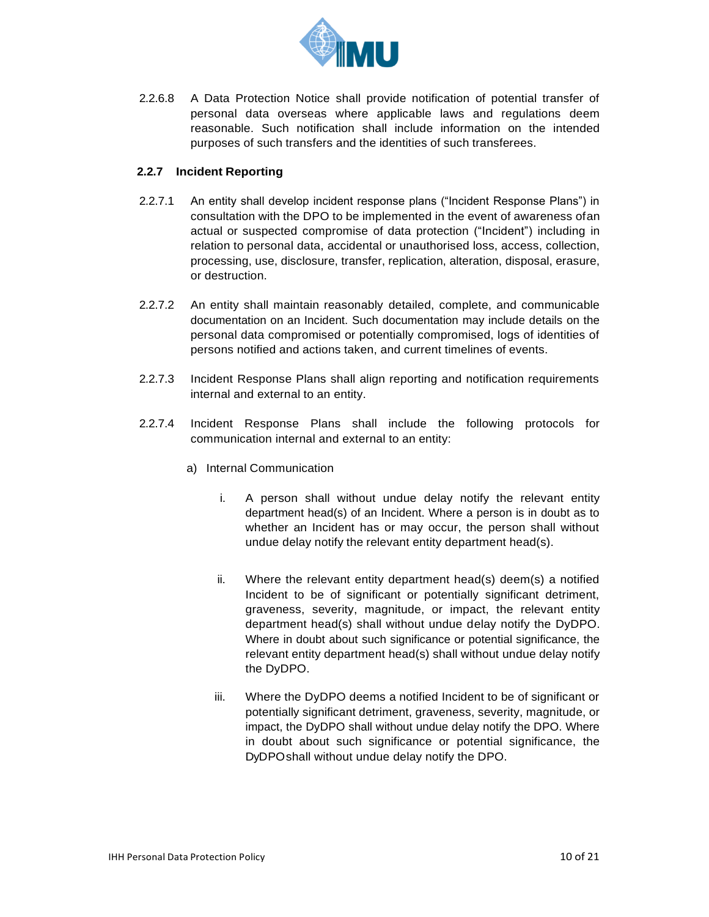2.2.6.8 A Data Protection Notice shall provide notification of potential transfer of personal data overseas where applicable laws and regulations deem reasonable. Such notification shall include information on the intended purposes of such transfers and the identities of such transferees.

### 2.2.7 Incident Reporting

2.2.7.1 An entity shall develop incident response plans ("Incident Response Plans") in consultation with the DPO to be implemented in the event of awareness of an actual or suspected compromise of data protection ("Incident") including in relation to personal data, accidental or unauthorised loss, access, collection, processing, use, disclosure, transfer, replication, alteration, disposal, erasure, or destruction.

2.2.7.2 An entity shall maintain reasonably detailed, complete, and communicable documentation on an Incident. Such documentation may include details on the personal data compromised or potentially compromised, logs of identities of persons notified and actions taken, and current timelines of events.

2.2.7.3 Incident Response Plans shall align reporting and notification requirements internal and external to an entity.

2.2.7.4 Incident Response Plans shall include the following protocols for communication internal and external to an entity:

a) Internal Communication

   i. A person shall without undue delay notify the relevant entity department head(s) of an Incident. Where a person is in doubt as to whether an Incident has or may occur, the person shall without undue delay notify the relevant entity department head(s).

   ii. Where the relevant entity department head(s) deem(s) a notified Incident to be of significant or potentially significant detriment, graveness, severity, magnitude, or impact, the relevant entity department head(s) shall without undue delay notify the DyDPO. Where in doubt about such significance or potential significance, the relevant entity department head(s) shall without undue delay notify the DyDPO.

   iii. Where the DyDPO deems a notified Incident to be of significant or potentially significant detriment, graveness, severity, magnitude, or impact, the DyDPO shall without undue delay notify the DPO. Where in doubt about such significance or potential significance, the DyDPO shall without undue delay notify the DPO.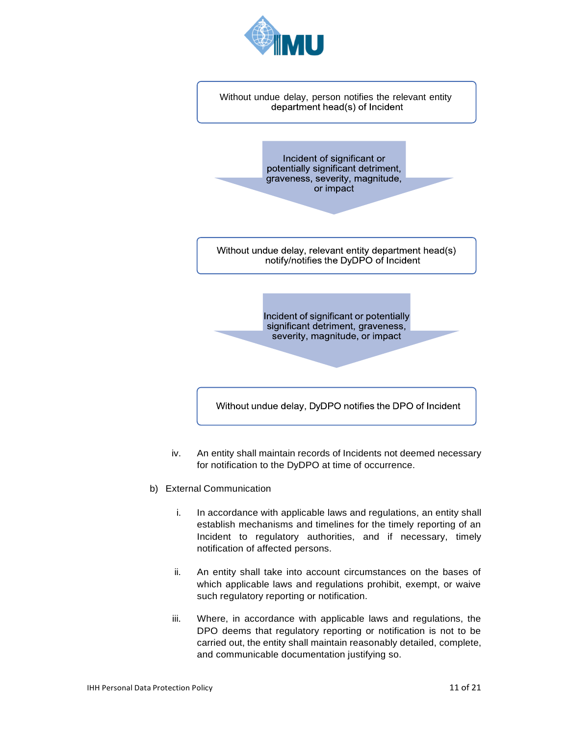Without undue delay, person notifies the relevant entity department head(s) of Incident

Incident of significant or potentially significant detriment, graveness, severity, magnitude, or impact

Without undue delay, relevant entity department head(s) notify/notifies the DyDPO of Incident

Incident of significant or potentially significant detriment, graveness, severity, magnitude, or impact

Without undue delay, DyDPO notifies the DPO of Incident

iv. An entity shall maintain records of Incidents not deemed necessary for notification to the DyDPO at time of occurrence.

b) External Communication

i. In accordance with applicable laws and regulations, an entity shall establish mechanisms and timelines for the timely reporting of an Incident to regulatory authorities, and if necessary, timely notification of affected persons.

ii. An entity shall take into account circumstances on the bases of which applicable laws and regulations prohibit, exempt, or waive such regulatory reporting or notification.

iii. Where, in accordance with applicable laws and regulations, the DPO deems that regulatory reporting or notification is not to be carried out, the entity shall maintain reasonably detailed, complete, and communicable documentation justifying so.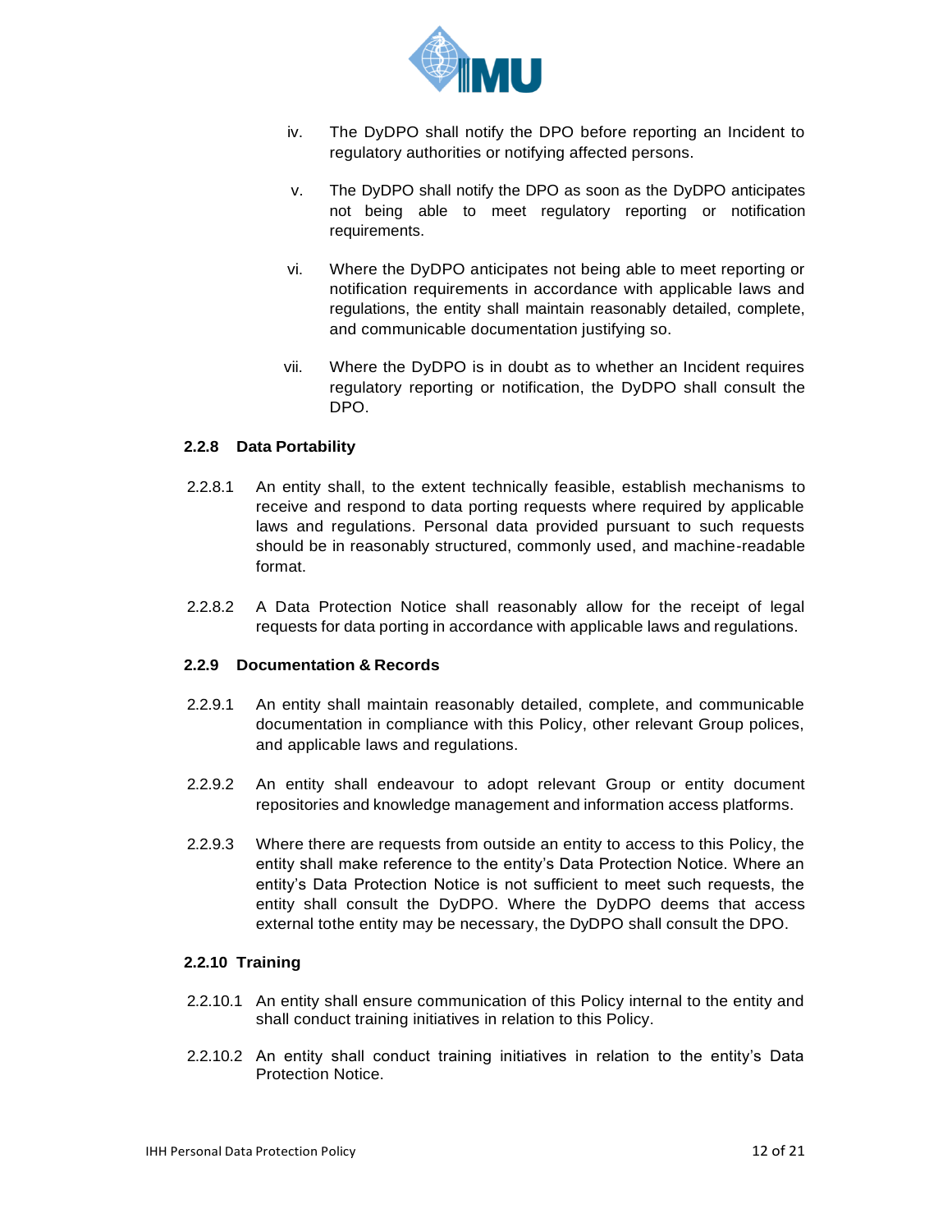iv. The DyDPO shall notify the DPO before reporting an Incident to regulatory authorities or notifying affected persons.

v. The DyDPO shall notify the DPO as soon as the DyDPO anticipates not being able to meet regulatory reporting or notification requirements.

vi. Where the DyDPO anticipates not being able to meet reporting or notification requirements in accordance with applicable laws and regulations, the entity shall maintain reasonably detailed, complete, and communicable documentation justifying so.

vii. Where the DyDPO is in doubt as to whether an Incident requires regulatory reporting or notification, the DyDPO shall consult the DPO.

#### 2.2.8 Data Portability

2.2.8.1 An entity shall, to the extent technically feasible, establish mechanisms to receive and respond to data porting requests where required by applicable laws and regulations. Personal data provided pursuant to such requests should be in reasonably structured, commonly used, and machine-readable format.

2.2.8.2 A Data Protection Notice shall reasonably allow for the receipt of legal requests for data porting in accordance with applicable laws and regulations.

#### 2.2.9 Documentation & Records

2.2.9.1 An entity shall maintain reasonably detailed, complete, and communicable documentation in compliance with this Policy, other relevant Group polices, and applicable laws and regulations.

2.2.9.2 An entity shall endeavour to adopt relevant Group or entity document repositories and knowledge management and information access platforms.

2.2.9.3 Where there are requests from outside an entity to access to this Policy, the entity shall make reference to the entity's Data Protection Notice. Where an entity's Data Protection Notice is not sufficient to meet such requests, the entity shall consult the DyDPO. Where the DyDPO deems that access external tothe entity may be necessary, the DyDPO shall consult the DPO.

#### 2.2.10 Training

2.2.10.1 An entity shall ensure communication of this Policy internal to the entity and shall conduct training initiatives in relation to this Policy.

2.2.10.2 An entity shall conduct training initiatives in relation to the entity's Data Protection Notice.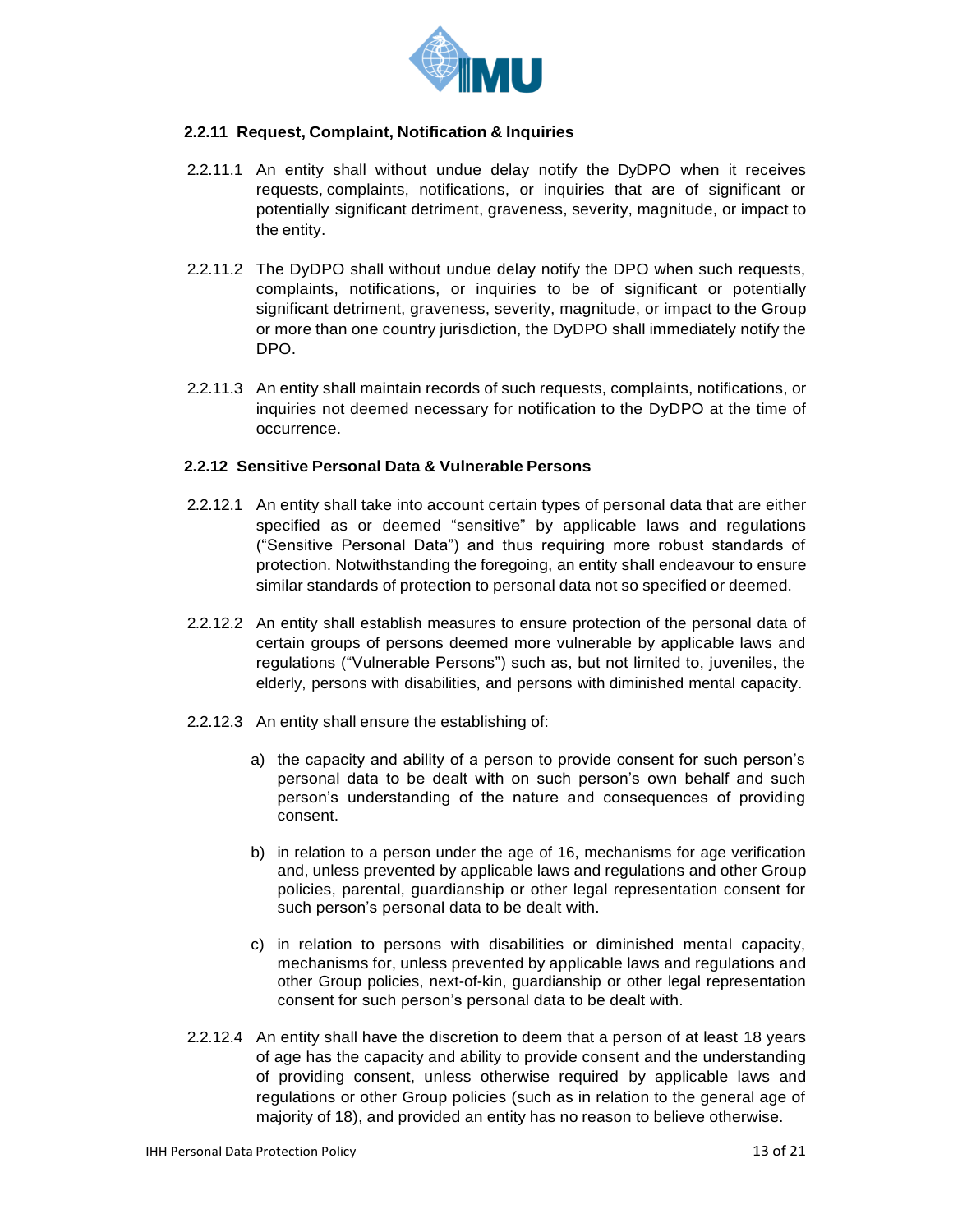### 2.2.11 Request, Complaint, Notification & Inquiries

2.2.11.1 An entity shall without undue delay notify the DyDPO when it receives requests, complaints, notifications, or inquiries that are of significant or potentially significant detriment, graveness, severity, magnitude, or impact to the entity.

2.2.11.2 The DyDPO shall without undue delay notify the DPO when such requests, complaints, notifications, or inquiries to be of significant or potentially significant detriment, graveness, severity, magnitude, or impact to the Group or more than one country jurisdiction, the DyDPO shall immediately notify the DPO.

2.2.11.3 An entity shall maintain records of such requests, complaints, notifications, or inquiries not deemed necessary for notification to the DyDPO at the time of occurrence.

### 2.2.12 Sensitive Personal Data & Vulnerable Persons

2.2.12.1 An entity shall take into account certain types of personal data that are either specified as or deemed "sensitive" by applicable laws and regulations ("Sensitive Personal Data") and thus requiring more robust standards of protection. Notwithstanding the foregoing, an entity shall endeavour to ensure similar standards of protection to personal data not so specified or deemed.

2.2.12.2 An entity shall establish measures to ensure protection of the personal data of certain groups of persons deemed more vulnerable by applicable laws and regulations ("Vulnerable Persons") such as, but not limited to, juveniles, the elderly, persons with disabilities, and persons with diminished mental capacity.

2.2.12.3 An entity shall ensure the establishing of:

a) the capacity and ability of a person to provide consent for such person's personal data to be dealt with on such person's own behalf and such person's understanding of the nature and consequences of providing consent.

b) in relation to a person under the age of 16, mechanisms for age verification and, unless prevented by applicable laws and regulations and other Group policies, parental, guardianship or other legal representation consent for such person's personal data to be dealt with.

c) in relation to persons with disabilities or diminished mental capacity, mechanisms for, unless prevented by applicable laws and regulations and other Group policies, next-of-kin, guardianship or other legal representation consent for such person's personal data to be dealt with.

2.2.12.4 An entity shall have the discretion to deem that a person of at least 18 years of age has the capacity and ability to provide consent and the understanding of providing consent, unless otherwise required by applicable laws and regulations or other Group policies (such as in relation to the general age of majority of 18), and provided an entity has no reason to believe otherwise.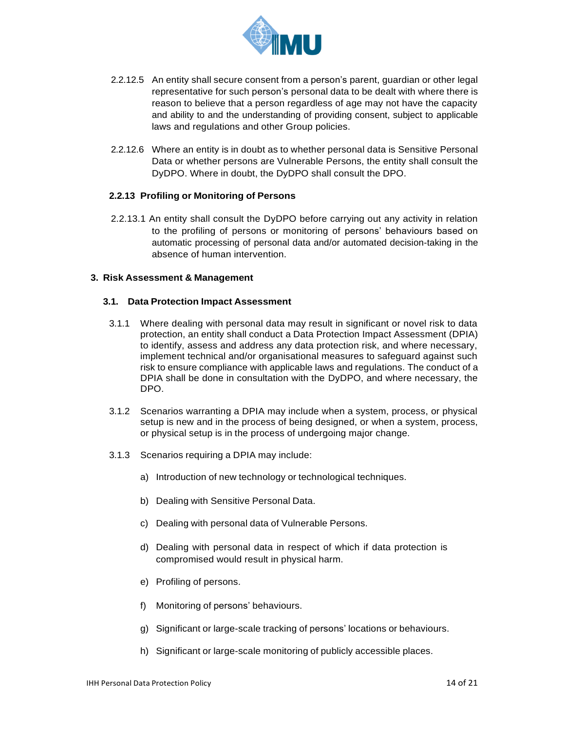2.2.12.5 An entity shall secure consent from a person's parent, guardian or other legal representative for such person's personal data to be dealt with where there is reason to believe that a person regardless of age may not have the capacity and ability to and the understanding of providing consent, subject to applicable laws and regulations and other Group policies.

2.2.12.6 Where an entity is in doubt as to whether personal data is Sensitive Personal Data or whether persons are Vulnerable Persons, the entity shall consult the DyDPO. Where in doubt, the DyDPO shall consult the DPO.

#### 2.2.13 Profiling or Monitoring of Persons

2.2.13.1 An entity shall consult the DyDPO before carrying out any activity in relation to the profiling of persons or monitoring of persons' behaviours based on automatic processing of personal data and/or automated decision-taking in the absence of human intervention.

## 3. Risk Assessment & Management

### 3.1. Data Protection Impact Assessment

3.1.1 Where dealing with personal data may result in significant or novel risk to data protection, an entity shall conduct a Data Protection Impact Assessment (DPIA) to identify, assess and address any data protection risk, and where necessary, implement technical and/or organisational measures to safeguard against such risk to ensure compliance with applicable laws and regulations. The conduct of a DPIA shall be done in consultation with the DyDPO, and where necessary, the DPO.

3.1.2 Scenarios warranting a DPIA may include when a system, process, or physical setup is new and in the process of being designed, or when a system, process, or physical setup is in the process of undergoing major change.

3.1.3 Scenarios requiring a DPIA may include:

a) Introduction of new technology or technological techniques.

b) Dealing with Sensitive Personal Data.

c) Dealing with personal data of Vulnerable Persons.

d) Dealing with personal data in respect of which if data protection is compromised would result in physical harm.

e) Profiling of persons.

f) Monitoring of persons' behaviours.

g) Significant or large-scale tracking of persons' locations or behaviours.

h) Significant or large-scale monitoring of publicly accessible places.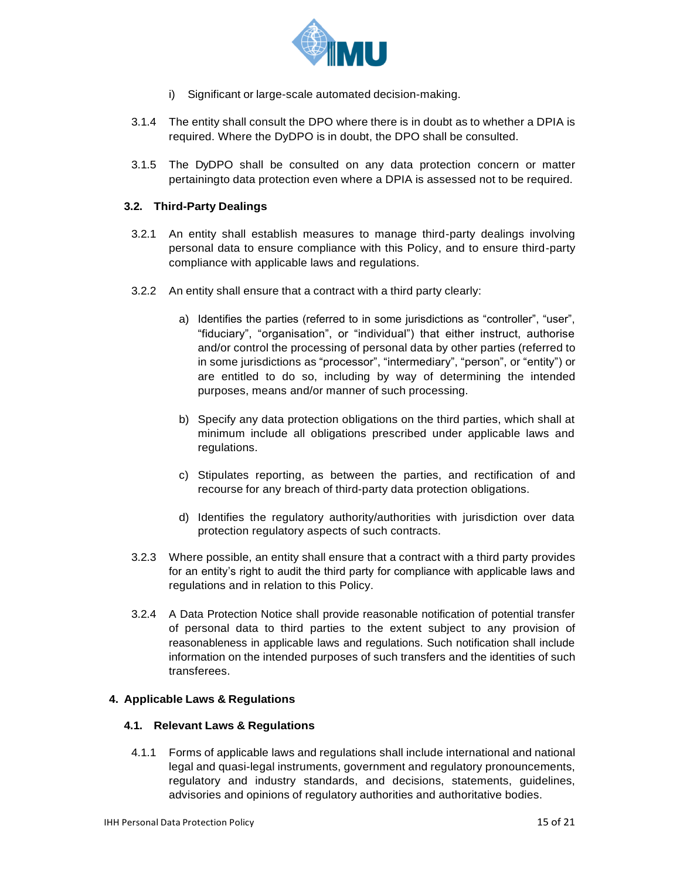i) Significant or large-scale automated decision-making.

3.1.4 The entity shall consult the DPO where there is in doubt as to whether a DPIA is required. Where the DyDPO is in doubt, the DPO shall be consulted.

3.1.5 The DyDPO shall be consulted on any data protection concern or matter pertainingto data protection even where a DPIA is assessed not to be required.

### 3.2. Third-Party Dealings

3.2.1 An entity shall establish measures to manage third-party dealings involving personal data to ensure compliance with this Policy, and to ensure third-party compliance with applicable laws and regulations.

3.2.2 An entity shall ensure that a contract with a third party clearly:

a) Identifies the parties (referred to in some jurisdictions as "controller", "user", "fiduciary", "organisation", or "individual") that either instruct, authorise and/or control the processing of personal data by other parties (referred to in some jurisdictions as "processor", "intermediary", "person", or "entity") or are entitled to do so, including by way of determining the intended purposes, means and/or manner of such processing.

b) Specify any data protection obligations on the third parties, which shall at minimum include all obligations prescribed under applicable laws and regulations.

c) Stipulates reporting, as between the parties, and rectification of and recourse for any breach of third-party data protection obligations.

d) Identifies the regulatory authority/authorities with jurisdiction over data protection regulatory aspects of such contracts.

3.2.3 Where possible, an entity shall ensure that a contract with a third party provides for an entity's right to audit the third party for compliance with applicable laws and regulations and in relation to this Policy.

3.2.4 A Data Protection Notice shall provide reasonable notification of potential transfer of personal data to third parties to the extent subject to any provision of reasonableness in applicable laws and regulations. Such notification shall include information on the intended purposes of such transfers and the identities of such transferees.

## 4. Applicable Laws & Regulations

### 4.1. Relevant Laws & Regulations

4.1.1 Forms of applicable laws and regulations shall include international and national legal and quasi-legal instruments, government and regulatory pronouncements, regulatory and industry standards, and decisions, statements, guidelines, advisories and opinions of regulatory authorities and authoritative bodies.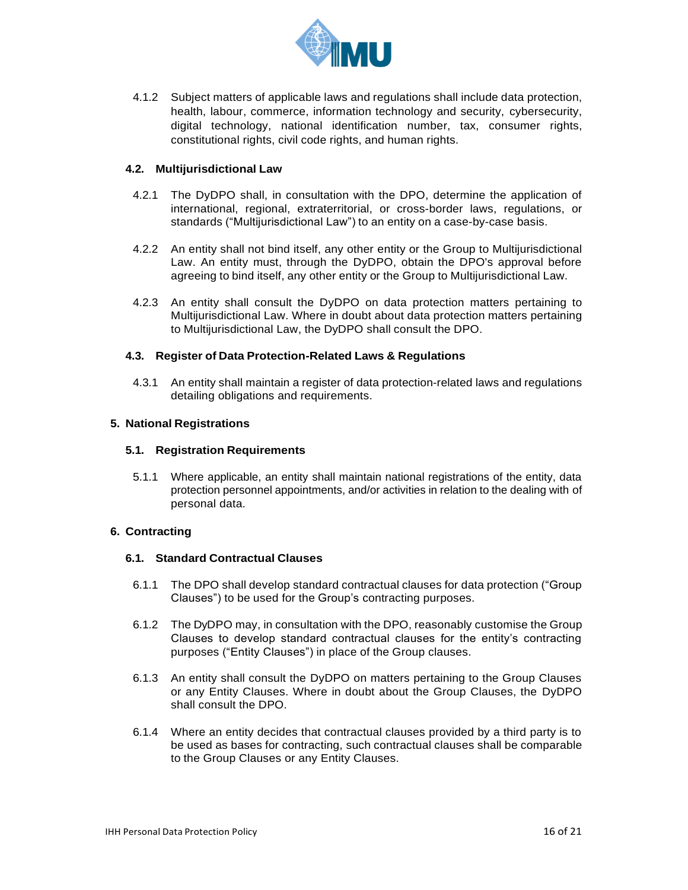4.1.2 Subject matters of applicable laws and regulations shall include data protection, health, labour, commerce, information technology and security, cybersecurity, digital technology, national identification number, tax, consumer rights, constitutional rights, civil code rights, and human rights.

### 4.2. Multijurisdictional Law

4.2.1 The DyDPO shall, in consultation with the DPO, determine the application of international, regional, extraterritorial, or cross-border laws, regulations, or standards ("Multijurisdictional Law") to an entity on a case-by-case basis.

4.2.2 An entity shall not bind itself, any other entity or the Group to Multijurisdictional Law. An entity must, through the DyDPO, obtain the DPO's approval before agreeing to bind itself, any other entity or the Group to Multijurisdictional Law.

4.2.3 An entity shall consult the DyDPO on data protection matters pertaining to Multijurisdictional Law. Where in doubt about data protection matters pertaining to Multijurisdictional Law, the DyDPO shall consult the DPO.

### 4.3. Register of Data Protection-Related Laws & Regulations

4.3.1 An entity shall maintain a register of data protection-related laws and regulations detailing obligations and requirements.

## 5. National Registrations

### 5.1. Registration Requirements

5.1.1 Where applicable, an entity shall maintain national registrations of the entity, data protection personnel appointments, and/or activities in relation to the dealing with of personal data.

## 6. Contracting

### 6.1. Standard Contractual Clauses

6.1.1 The DPO shall develop standard contractual clauses for data protection ("Group Clauses") to be used for the Group's contracting purposes.

6.1.2 The DyDPO may, in consultation with the DPO, reasonably customise the Group Clauses to develop standard contractual clauses for the entity's contracting purposes ("Entity Clauses") in place of the Group clauses.

6.1.3 An entity shall consult the DyDPO on matters pertaining to the Group Clauses or any Entity Clauses. Where in doubt about the Group Clauses, the DyDPO shall consult the DPO.

6.1.4 Where an entity decides that contractual clauses provided by a third party is to be used as bases for contracting, such contractual clauses shall be comparable to the Group Clauses or any Entity Clauses.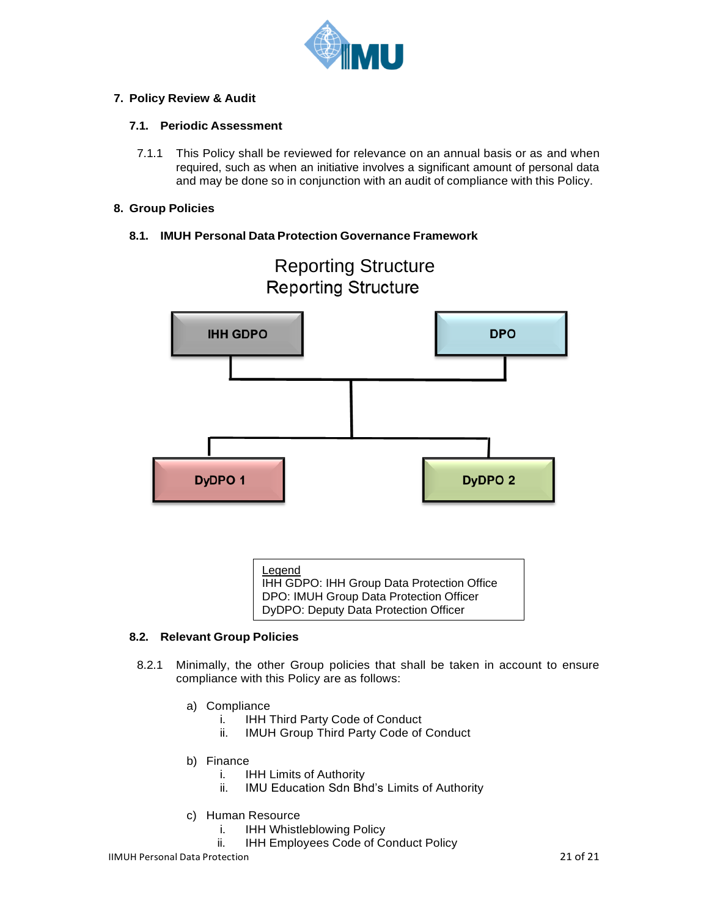## 7. Policy Review & Audit

### 7.1. Periodic Assessment

7.1.1 This Policy shall be reviewed for relevance on an annual basis or as and when required, such as when an initiative involves a significant amount of personal data and may be done so in conjunction with an audit of compliance with this Policy.

## 8. Group Policies

### 8.1. IMUH Personal Data Protection Governance Framework

Reporting Structure

Reporting Structure

IHH GDPO

DPO

DyDPO 1

DyDPO 2

Legend
IHH GDPO: IHH Group Data Protection Office
DPO: IMUH Group Data Protection Officer
DyDPO: Deputy Data Protection Officer

### 8.2. Relevant Group Policies

8.2.1 Minimally, the other Group policies that shall be taken in account to ensure compliance with this Policy are as follows:

a) Compliance
   i. IHH Third Party Code of Conduct
   ii. IMUH Group Third Party Code of Conduct

b) Finance
   i. IHH Limits of Authority
   ii. IMU Education Sdn Bhd's Limits of Authority

c) Human Resource
   i. IHH Whistleblowing Policy
   ii. IHH Employees Code of Conduct Policy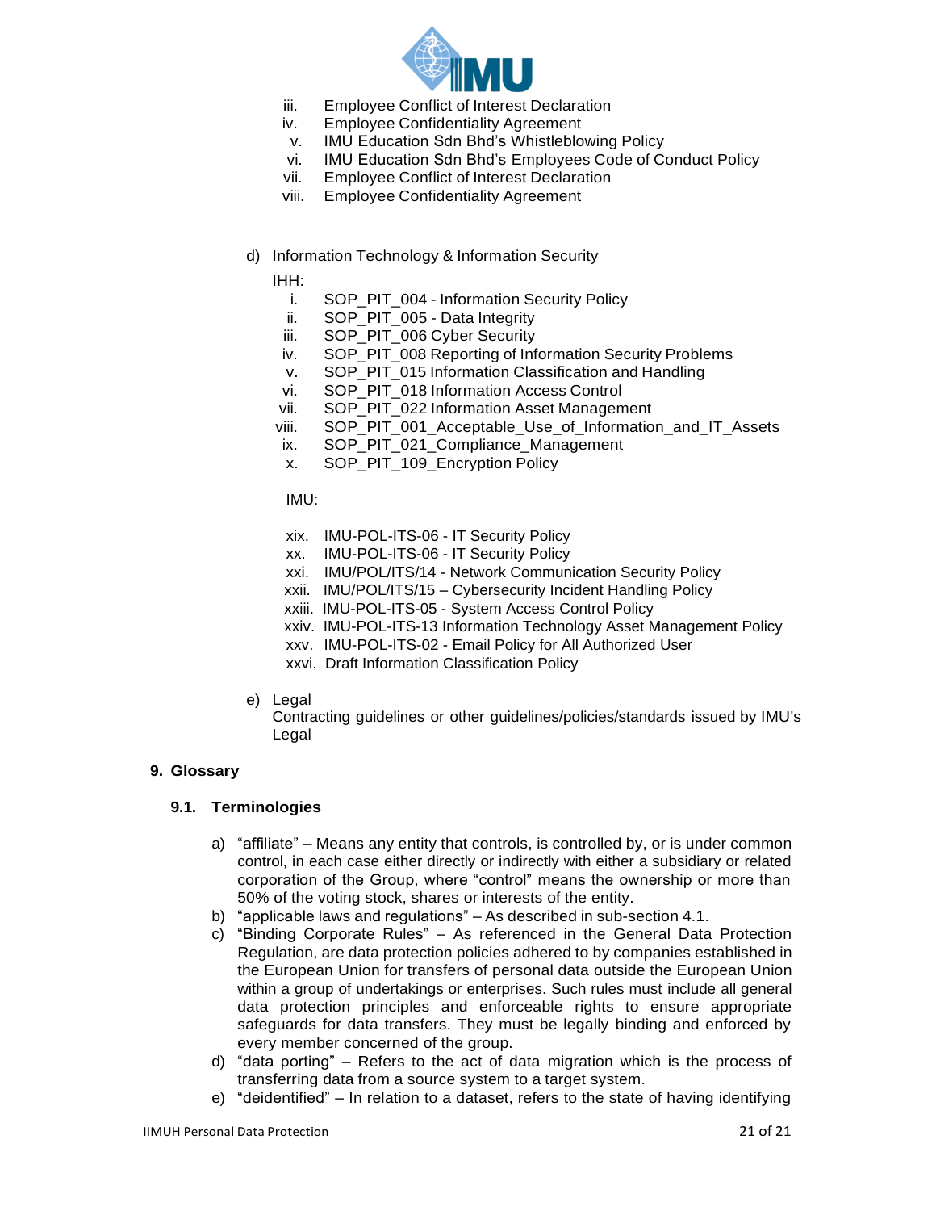iii. Employee Conflict of Interest Declaration
iv. Employee Confidentiality Agreement
v. IMU Education Sdn Bhd's Whistleblowing Policy
vi. IMU Education Sdn Bhd's Employees Code of Conduct Policy
vii. Employee Conflict of Interest Declaration
viii. Employee Confidentiality Agreement

d) Information Technology & Information Security

IHH:

i. SOP_PIT_004 - Information Security Policy
ii. SOP_PIT_005 - Data Integrity
iii. SOP_PIT_006 Cyber Security
iv. SOP_PIT_008 Reporting of Information Security Problems
v. SOP_PIT_015 Information Classification and Handling
vi. SOP_PIT_018 Information Access Control
vii. SOP_PIT_022 Information Asset Management
viii. SOP_PIT_001_Acceptable_Use_of_Information_and_IT_Assets
ix. SOP_PIT_021_Compliance_Management
x. SOP_PIT_109_Encryption Policy

IMU:

xix. IMU-POL-ITS-06 - IT Security Policy
xx. IMU-POL-ITS-06 - IT Security Policy
xxi. IMU/POL/ITS/14 - Network Communication Security Policy
xxii. IMU/POL/ITS/15 – Cybersecurity Incident Handling Policy
xxiii. IMU-POL-ITS-05 - System Access Control Policy
xxiv. IMU-POL-ITS-13 Information Technology Asset Management Policy
xxv. IMU-POL-ITS-02 - Email Policy for All Authorized User
xxvi. Draft Information Classification Policy

e) Legal
Contracting guidelines or other guidelines/policies/standards issued by IMU's Legal

## 9. Glossary

### 9.1. Terminologies

a) "affiliate" – Means any entity that controls, is controlled by, or is under common control, in each case either directly or indirectly with either a subsidiary or related corporation of the Group, where "control" means the ownership or more than 50% of the voting stock, shares or interests of the entity.
b) "applicable laws and regulations" – As described in sub-section 4.1.
c) "Binding Corporate Rules" – As referenced in the General Data Protection Regulation, are data protection policies adhered to by companies established in the European Union for transfers of personal data outside the European Union within a group of undertakings or enterprises. Such rules must include all general data protection principles and enforceable rights to ensure appropriate safeguards for data transfers. They must be legally binding and enforced by every member concerned of the group.
d) "data porting" – Refers to the act of data migration which is the process of transferring data from a source system to a target system.
e) "deidentified" – In relation to a dataset, refers to the state of having identifying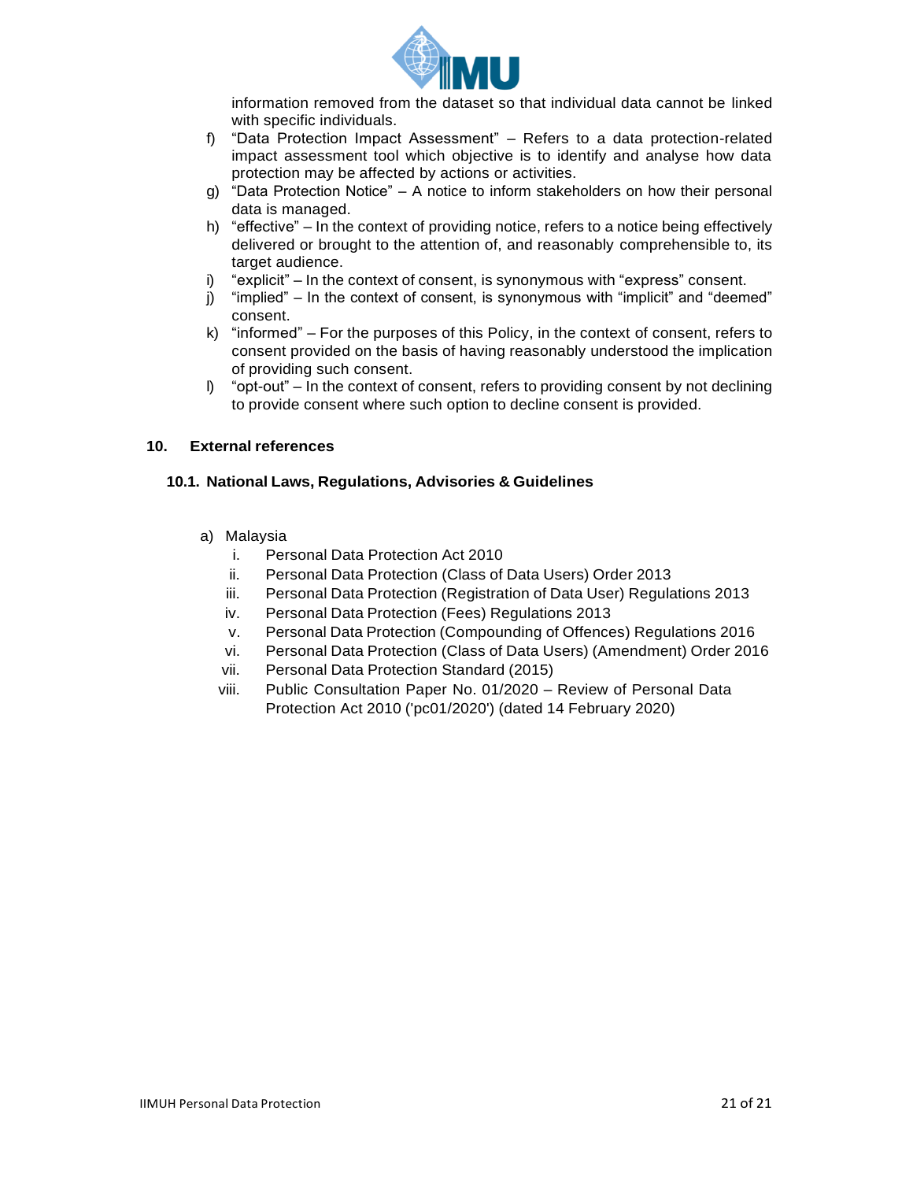information removed from the dataset so that individual data cannot be linked with specific individuals.

f) "Data Protection Impact Assessment" – Refers to a data protection-related impact assessment tool which objective is to identify and analyse how data protection may be affected by actions or activities.

g) "Data Protection Notice" – A notice to inform stakeholders on how their personal data is managed.

h) "effective" – In the context of providing notice, refers to a notice being effectively delivered or brought to the attention of, and reasonably comprehensible to, its target audience.

i) "explicit" – In the context of consent, is synonymous with "express" consent.

j) "implied" – In the context of consent, is synonymous with "implicit" and "deemed" consent.

k) "informed" – For the purposes of this Policy, in the context of consent, refers to consent provided on the basis of having reasonably understood the implication of providing such consent.

l) "opt-out" – In the context of consent, refers to providing consent by not declining to provide consent where such option to decline consent is provided.

## 10. External references

### 10.1. National Laws, Regulations, Advisories & Guidelines

a) Malaysia

   i. Personal Data Protection Act 2010
   
   ii. Personal Data Protection (Class of Data Users) Order 2013
   
   iii. Personal Data Protection (Registration of Data User) Regulations 2013
   
   iv. Personal Data Protection (Fees) Regulations 2013
   
   v. Personal Data Protection (Compounding of Offences) Regulations 2016
   
   vi. Personal Data Protection (Class of Data Users) (Amendment) Order 2016
   
   vii. Personal Data Protection Standard (2015)
   
   viii. Public Consultation Paper No. 01/2020 – Review of Personal Data Protection Act 2010 ('pc01/2020') (dated 14 February 2020)